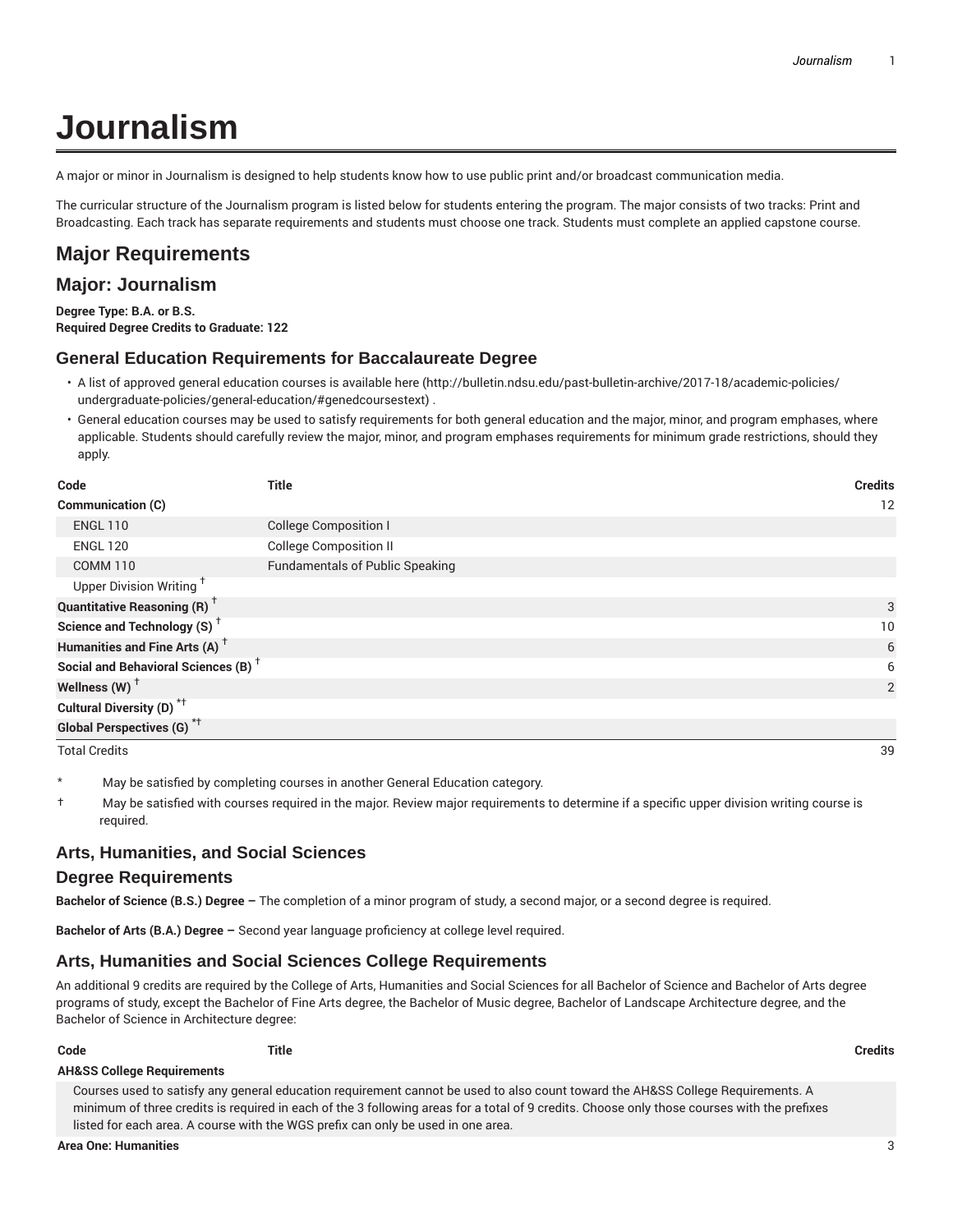# Journalism

A major or minor in Journalism is designed to help students know how to use public print and/or broadcast communication media.

The curricular structure of the Journalism program is listed below for students entering the program. The major consists of two tracks: Print and Broadcasting. Each track has separate requirements and students must choose one track. Students must complete an applied capstone course.

## Major Requirements

## Major: Journalism

**Degree Type: B.A. or B.S.**
**Required Degree Credits to Graduate: 122**

### General Education Requirements for Baccalaureate Degree

- A list of approved general education courses is available here (http://bulletin.ndsu.edu/past-bulletin-archive/2017-18/academic-policies/undergraduate-policies/general-education/#genedcoursestext) .
- General education courses may be used to satisfy requirements for both general education and the major, minor, and program emphases, where applicable. Students should carefully review the major, minor, and program emphases requirements for minimum grade restrictions, should they apply.

| Code | Title | Credits |
|---|---|---|
| **Communication (C)** | | 12 |
| ENGL 110 | College Composition I | |
| ENGL 120 | College Composition II | |
| COMM 110 | Fundamentals of Public Speaking | |
| Upper Division Writing † | | |
| **Quantitative Reasoning (R) †** | | 3 |
| **Science and Technology (S) †** | | 10 |
| **Humanities and Fine Arts (A) †** | | 6 |
| **Social and Behavioral Sciences (B) †** | | 6 |
| **Wellness (W) †** | | 2 |
| **Cultural Diversity (D) *†** | | |
| **Global Perspectives (G) *†** | | |
| Total Credits | | 39 |

\* May be satisfied by completing courses in another General Education category.

† May be satisfied with courses required in the major. Review major requirements to determine if a specific upper division writing course is required.

### Arts, Humanities, and Social Sciences

### Degree Requirements

**Bachelor of Science (B.S.) Degree –** The completion of a minor program of study, a second major, or a second degree is required.

**Bachelor of Arts (B.A.) Degree –** Second year language proficiency at college level required.

### Arts, Humanities and Social Sciences College Requirements

An additional 9 credits are required by the College of Arts, Humanities and Social Sciences for all Bachelor of Science and Bachelor of Arts degree programs of study, except the Bachelor of Fine Arts degree, the Bachelor of Music degree, Bachelor of Landscape Architecture degree, and the Bachelor of Science in Architecture degree:

| Code | Title | Credits |
|---|---|---|
| **AH&SS College Requirements** | | |
| Courses used to satisfy any general education requirement cannot be used to also count toward the AH&SS College Requirements. A minimum of three credits is required in each of the 3 following areas for a total of 9 credits. Choose only those courses with the prefixes listed for each area. A course with the WGS prefix can only be used in one area. | | |
| **Area One: Humanities** | | 3 |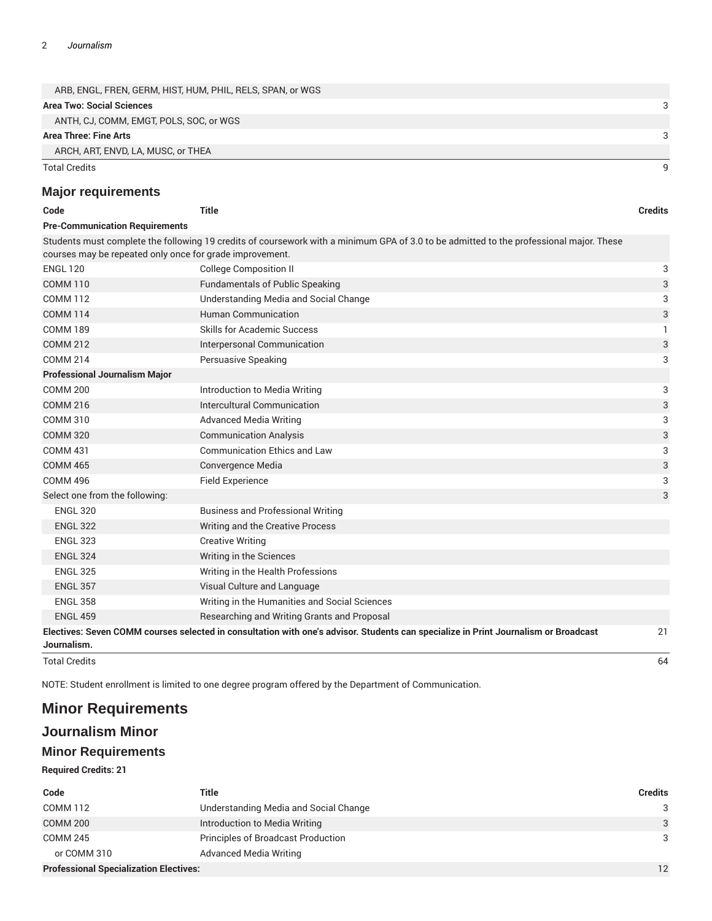| | |
|---|---|
| ARB, ENGL, FREN, GERM, HIST, HUM, PHIL, RELS, SPAN, or WGS | |
| **Area Two: Social Sciences** | 3 |
| ANTH, CJ, COMM, EMGT, POLS, SOC, or WGS | |
| **Area Three: Fine Arts** | 3 |
| ARCH, ART, ENVD, LA, MUSC, or THEA | |
| Total Credits | 9 |

## Major requirements

| Code | Title | Credits |
|---|---|---|
| **Pre-Communication Requirements** | | |
| Students must complete the following 19 credits of coursework with a minimum GPA of 3.0 to be admitted to the professional major. These courses may be repeated only once for grade improvement. | | |
| ENGL 120 | College Composition II | 3 |
| COMM 110 | Fundamentals of Public Speaking | 3 |
| COMM 112 | Understanding Media and Social Change | 3 |
| COMM 114 | Human Communication | 3 |
| COMM 189 | Skills for Academic Success | 1 |
| COMM 212 | Interpersonal Communication | 3 |
| COMM 214 | Persuasive Speaking | 3 |
| **Professional Journalism Major** | | |
| COMM 200 | Introduction to Media Writing | 3 |
| COMM 216 | Intercultural Communication | 3 |
| COMM 310 | Advanced Media Writing | 3 |
| COMM 320 | Communication Analysis | 3 |
| COMM 431 | Communication Ethics and Law | 3 |
| COMM 465 | Convergence Media | 3 |
| COMM 496 | Field Experience | 3 |
| Select one from the following: | | 3 |
| ENGL 320 | Business and Professional Writing | |
| ENGL 322 | Writing and the Creative Process | |
| ENGL 323 | Creative Writing | |
| ENGL 324 | Writing in the Sciences | |
| ENGL 325 | Writing in the Health Professions | |
| ENGL 357 | Visual Culture and Language | |
| ENGL 358 | Writing in the Humanities and Social Sciences | |
| ENGL 459 | Researching and Writing Grants and Proposal | |
| **Electives: Seven COMM courses selected in consultation with one's advisor. Students can specialize in Print Journalism or Broadcast Journalism.** | | 21 |
| Total Credits | | 64 |

NOTE: Student enrollment is limited to one degree program offered by the Department of Communication.

# Minor Requirements

## Journalism Minor

### Minor Requirements

**Required Credits: 21**

| Code | Title | Credits |
|---|---|---|
| COMM 112 | Understanding Media and Social Change | 3 |
| COMM 200 | Introduction to Media Writing | 3 |
| COMM 245 | Principles of Broadcast Production | 3 |
| or COMM 310 | Advanced Media Writing | |
| **Professional Specialization Electives:** | | 12 |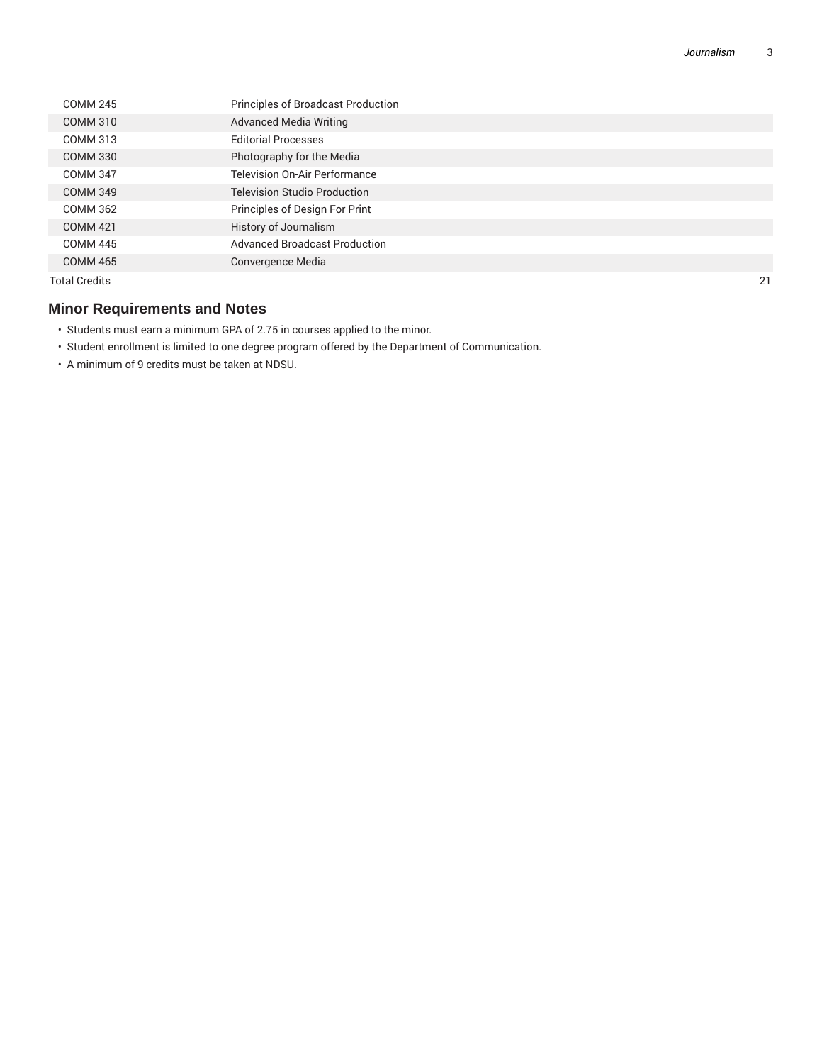| | | |
| --- | --- | --- |
| COMM 245 | Principles of Broadcast Production | |
| COMM 310 | Advanced Media Writing | |
| COMM 313 | Editorial Processes | |
| COMM 330 | Photography for the Media | |
| COMM 347 | Television On-Air Performance | |
| COMM 349 | Television Studio Production | |
| COMM 362 | Principles of Design For Print | |
| COMM 421 | History of Journalism | |
| COMM 445 | Advanced Broadcast Production | |
| COMM 465 | Convergence Media | |
| Total Credits | | 21 |

## Minor Requirements and Notes

- Students must earn a minimum GPA of 2.75 in courses applied to the minor.
- Student enrollment is limited to one degree program offered by the Department of Communication.
- A minimum of 9 credits must be taken at NDSU.